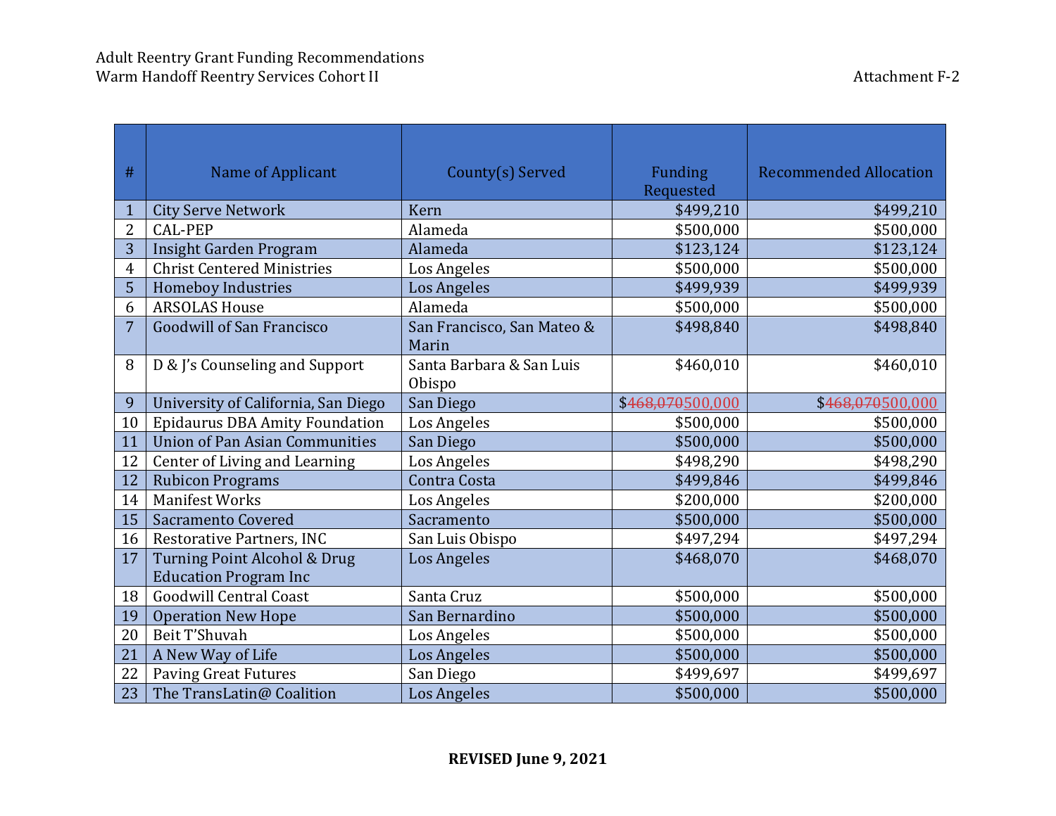Adult Reentry Grant Funding Recommendations
Warm Handoff Reentry Services Cohort II

Attachment F-2

| # | Name of Applicant | County(s) Served | Funding Requested | Recommended Allocation |
|---|---|---|---|---|
| 1 | City Serve Network | Kern | $499,210 | $499,210 |
| 2 | CAL-PEP | Alameda | $500,000 | $500,000 |
| 3 | Insight Garden Program | Alameda | $123,124 | $123,124 |
| 4 | Christ Centered Ministries | Los Angeles | $500,000 | $500,000 |
| 5 | Homeboy Industries | Los Angeles | $499,939 | $499,939 |
| 6 | ARSOLAS House | Alameda | $500,000 | $500,000 |
| 7 | Goodwill of San Francisco | San Francisco, San Mateo & Marin | $498,840 | $498,840 |
| 8 | D & J's Counseling and Support | Santa Barbara & San Luis Obispo | $460,010 | $460,010 |
| 9 | University of California, San Diego | San Diego | $~~468,070~~500,000 | $~~468,070~~500,000 |
| 10 | Epidaurus DBA Amity Foundation | Los Angeles | $500,000 | $500,000 |
| 11 | Union of Pan Asian Communities | San Diego | $500,000 | $500,000 |
| 12 | Center of Living and Learning | Los Angeles | $498,290 | $498,290 |
| 12 | Rubicon Programs | Contra Costa | $499,846 | $499,846 |
| 14 | Manifest Works | Los Angeles | $200,000 | $200,000 |
| 15 | Sacramento Covered | Sacramento | $500,000 | $500,000 |
| 16 | Restorative Partners, INC | San Luis Obispo | $497,294 | $497,294 |
| 17 | Turning Point Alcohol & Drug Education Program Inc | Los Angeles | $468,070 | $468,070 |
| 18 | Goodwill Central Coast | Santa Cruz | $500,000 | $500,000 |
| 19 | Operation New Hope | San Bernardino | $500,000 | $500,000 |
| 20 | Beit T'Shuvah | Los Angeles | $500,000 | $500,000 |
| 21 | A New Way of Life | Los Angeles | $500,000 | $500,000 |
| 22 | Paving Great Futures | San Diego | $499,697 | $499,697 |
| 23 | The TransLatin@ Coalition | Los Angeles | $500,000 | $500,000 |

**REVISED June 9, 2021**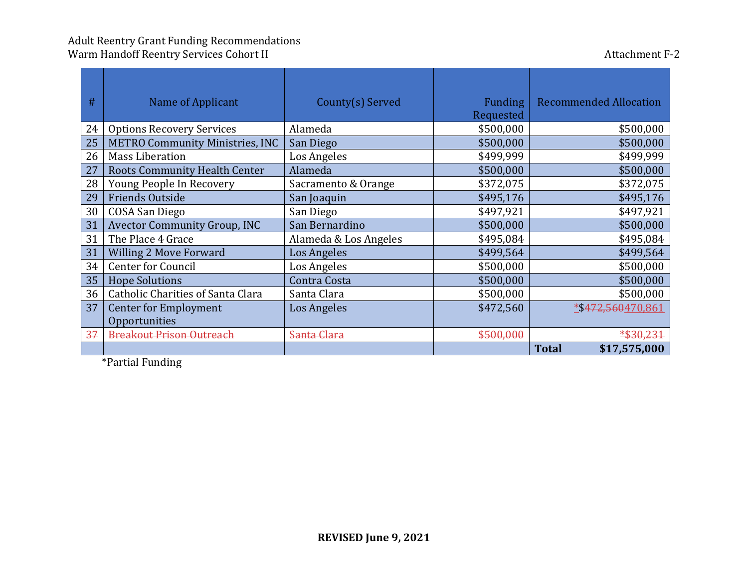Adult Reentry Grant Funding Recommendations
Warm Handoff Reentry Services Cohort II

Attachment F-2

| # | Name of Applicant | County(s) Served | Funding Requested | Recommended Allocation |
|---|---|---|---|---|
| 24 | Options Recovery Services | Alameda | $500,000 | $500,000 |
| 25 | METRO Community Ministries, INC | San Diego | $500,000 | $500,000 |
| 26 | Mass Liberation | Los Angeles | $499,999 | $499,999 |
| 27 | Roots Community Health Center | Alameda | $500,000 | $500,000 |
| 28 | Young People In Recovery | Sacramento & Orange | $372,075 | $372,075 |
| 29 | Friends Outside | San Joaquin | $495,176 | $495,176 |
| 30 | COSA San Diego | San Diego | $497,921 | $497,921 |
| 31 | Avector Community Group, INC | San Bernardino | $500,000 | $500,000 |
| 31 | The Place 4 Grace | Alameda & Los Angeles | $495,084 | $495,084 |
| 31 | Willing 2 Move Forward | Los Angeles | $499,564 | $499,564 |
| 34 | Center for Council | Los Angeles | $500,000 | $500,000 |
| 35 | Hope Solutions | Contra Costa | $500,000 | $500,000 |
| 36 | Catholic Charities of Santa Clara | Santa Clara | $500,000 | $500,000 |
| 37 | Center for Employment Opportunities | Los Angeles | $472,560 | *$~~472,560~~470,861 |
| ~~37~~ | ~~Breakout Prison Outreach~~ | ~~Santa Clara~~ | ~~$500,000~~ | ~~*$30,231~~ |
| | | | | **Total** **$17,575,000** |

*Partial Funding

**REVISED June 9, 2021**